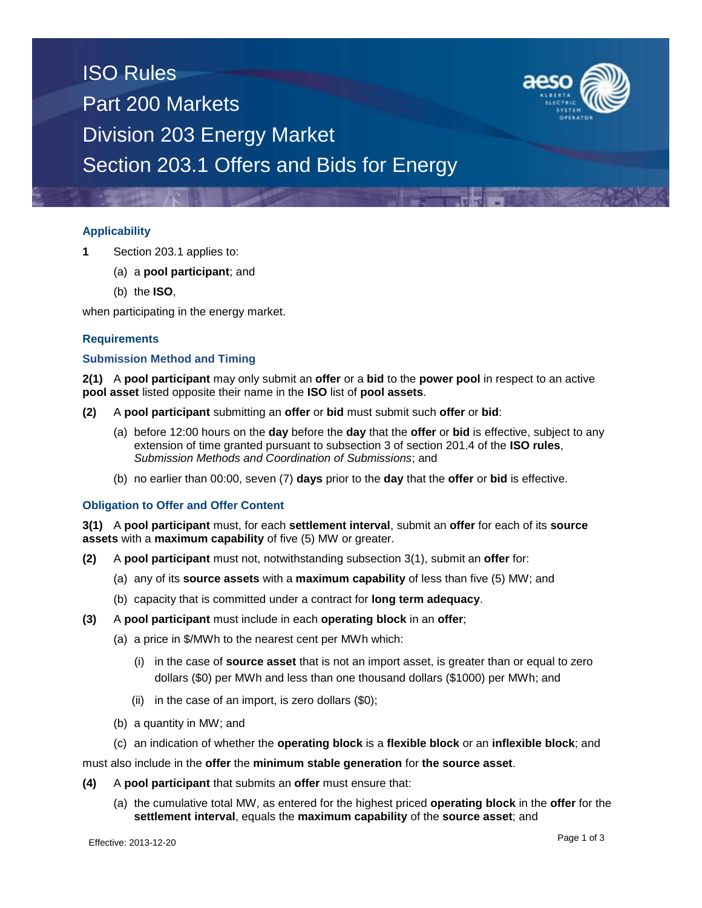# ISO Rules
# Part 200 Markets
# Division 203 Energy Market
# Section 203.1 Offers and Bids for Energy

### Applicability

**1** Section 203.1 applies to:

(a) a **pool participant**; and

(b) the **ISO**,

when participating in the energy market.

### Requirements

### Submission Method and Timing

**2(1)** A **pool participant** may only submit an **offer** or a **bid** to the **power pool** in respect to an active **pool asset** listed opposite their name in the **ISO** list of **pool assets**.

**(2)** A **pool participant** submitting an **offer** or **bid** must submit such **offer** or **bid**:

(a) before 12:00 hours on the **day** before the **day** that the **offer** or **bid** is effective, subject to any extension of time granted pursuant to subsection 3 of section 201.4 of the **ISO rules**, *Submission Methods and Coordination of Submissions*; and

(b) no earlier than 00:00, seven (7) **days** prior to the **day** that the **offer** or **bid** is effective.

### Obligation to Offer and Offer Content

**3(1)** A **pool participant** must, for each **settlement interval**, submit an **offer** for each of its **source assets** with a **maximum capability** of five (5) MW or greater.

**(2)** A **pool participant** must not, notwithstanding subsection 3(1), submit an **offer** for:

(a) any of its **source assets** with a **maximum capability** of less than five (5) MW; and

(b) capacity that is committed under a contract for **long term adequacy**.

**(3)** A **pool participant** must include in each **operating block** in an **offer**;

(a) a price in $/MWh to the nearest cent per MWh which:

(i) in the case of **source asset** that is not an import asset, is greater than or equal to zero dollars ($0) per MWh and less than one thousand dollars ($1000) per MWh; and

(ii) in the case of an import, is zero dollars ($0);

(b) a quantity in MW; and

(c) an indication of whether the **operating block** is a **flexible block** or an **inflexible block**; and

must also include in the **offer** the **minimum stable generation** for **the source asset**.

**(4)** A **pool participant** that submits an **offer** must ensure that:

(a) the cumulative total MW, as entered for the highest priced **operating block** in the **offer** for the **settlement interval**, equals the **maximum capability** of the **source asset**; and

Effective: 2013-12-20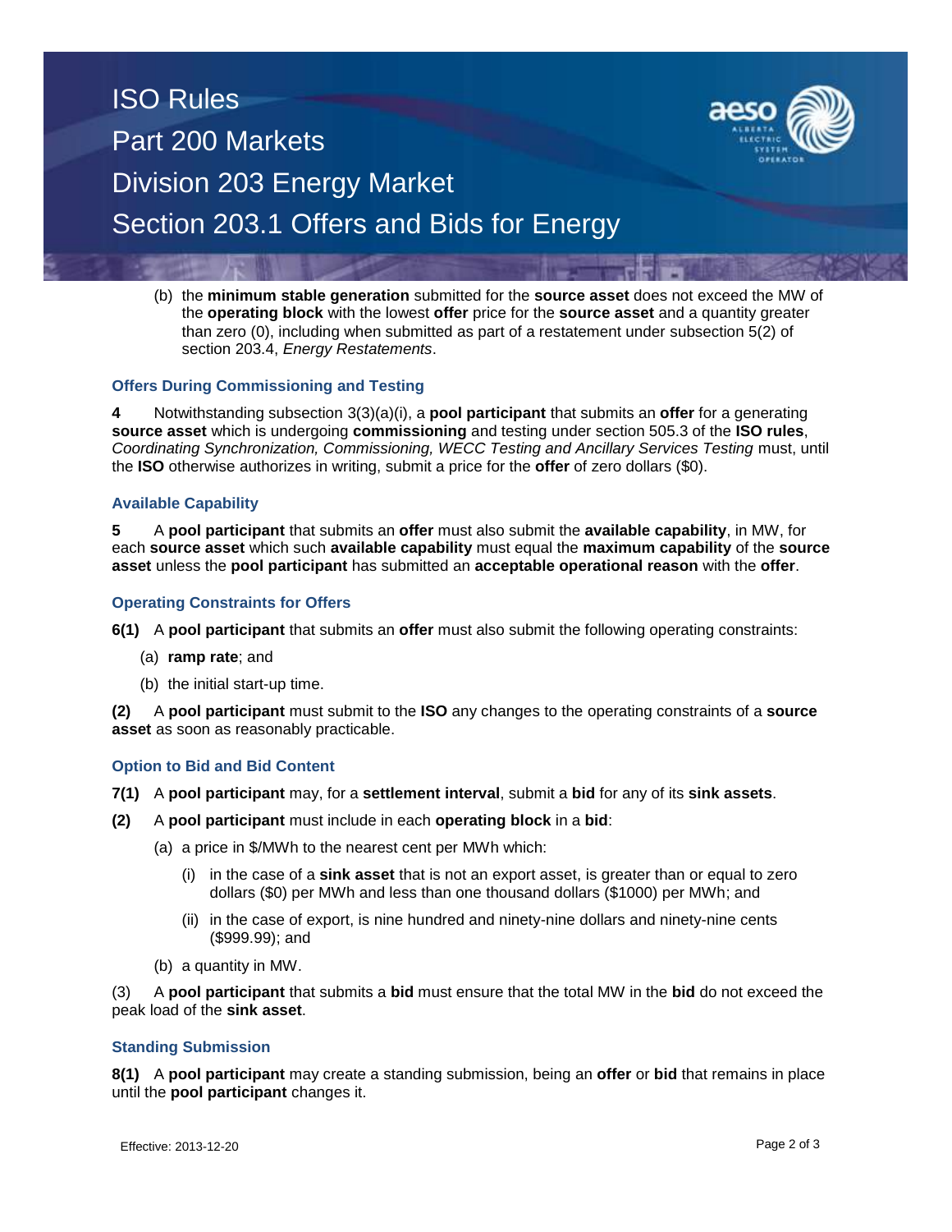(b) the **minimum stable generation** submitted for the **source asset** does not exceed the MW of the **operating block** with the lowest **offer** price for the **source asset** and a quantity greater than zero (0), including when submitted as part of a restatement under subsection 5(2) of section 203.4, *Energy Restatements*.

### Offers During Commissioning and Testing

**4** Notwithstanding subsection 3(3)(a)(i), a **pool participant** that submits an **offer** for a generating **source asset** which is undergoing **commissioning** and testing under section 505.3 of the **ISO rules**, *Coordinating Synchronization, Commissioning, WECC Testing and Ancillary Services Testing* must, until the **ISO** otherwise authorizes in writing, submit a price for the **offer** of zero dollars ($0).

### Available Capability

**5** A **pool participant** that submits an **offer** must also submit the **available capability**, in MW, for each **source asset** which such **available capability** must equal the **maximum capability** of the **source asset** unless the **pool participant** has submitted an **acceptable operational reason** with the **offer**.

### Operating Constraints for Offers

**6(1)** A **pool participant** that submits an **offer** must also submit the following operating constraints:

(a) **ramp rate**; and

(b) the initial start-up time.

**(2)** A **pool participant** must submit to the **ISO** any changes to the operating constraints of a **source asset** as soon as reasonably practicable.

### Option to Bid and Bid Content

**7(1)** A **pool participant** may, for a **settlement interval**, submit a **bid** for any of its **sink assets**.

**(2)** A **pool participant** must include in each **operating block** in a **bid**:

(a) a price in $/MWh to the nearest cent per MWh which:

(i) in the case of a **sink asset** that is not an export asset, is greater than or equal to zero dollars ($0) per MWh and less than one thousand dollars ($1000) per MWh; and

(ii) in the case of export, is nine hundred and ninety-nine dollars and ninety-nine cents ($999.99); and

(b) a quantity in MW.

(3) A **pool participant** that submits a **bid** must ensure that the total MW in the **bid** do not exceed the peak load of the **sink asset**.

### Standing Submission

**8(1)** A **pool participant** may create a standing submission, being an **offer** or **bid** that remains in place until the **pool participant** changes it.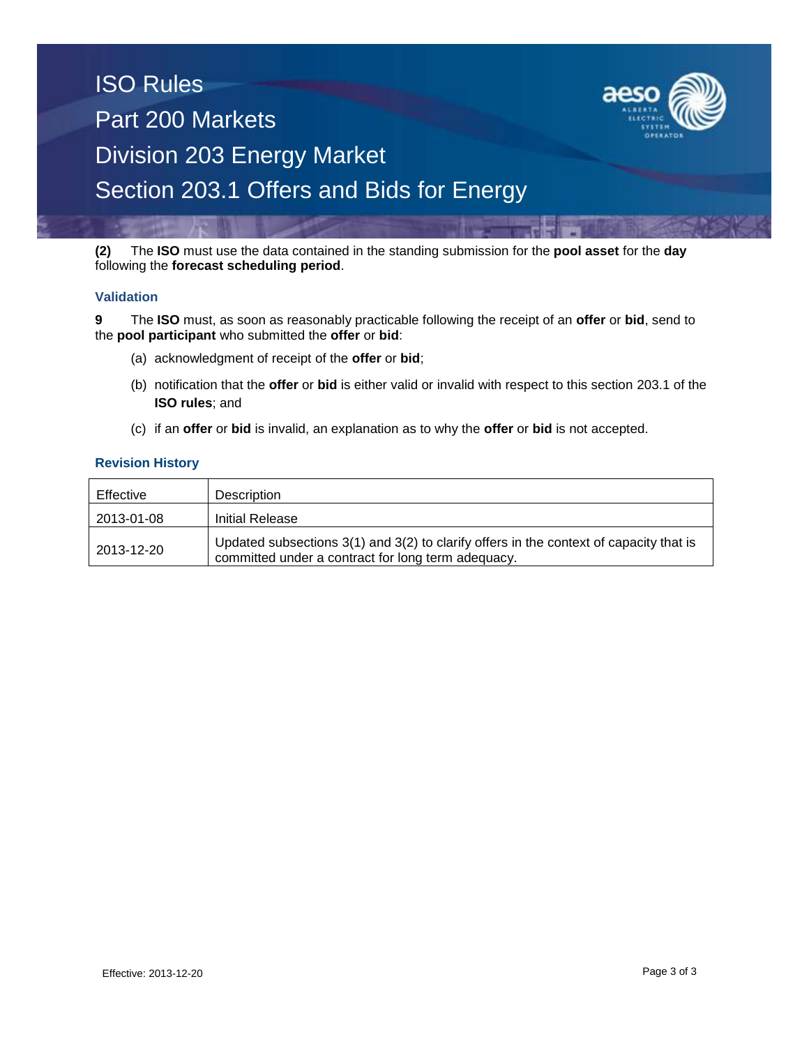**(2)** The **ISO** must use the data contained in the standing submission for the **pool asset** for the **day** following the **forecast scheduling period**.

### Validation

**9** The **ISO** must, as soon as reasonably practicable following the receipt of an **offer** or **bid**, send to the **pool participant** who submitted the **offer** or **bid**:

(a) acknowledgment of receipt of the **offer** or **bid**;

(b) notification that the **offer** or **bid** is either valid or invalid with respect to this section 203.1 of the **ISO rules**; and

(c) if an **offer** or **bid** is invalid, an explanation as to why the **offer** or **bid** is not accepted.

### Revision History

| Effective | Description |
|---|---|
| 2013-01-08 | Initial Release |
| 2013-12-20 | Updated subsections 3(1) and 3(2) to clarify offers in the context of capacity that is committed under a contract for long term adequacy. |